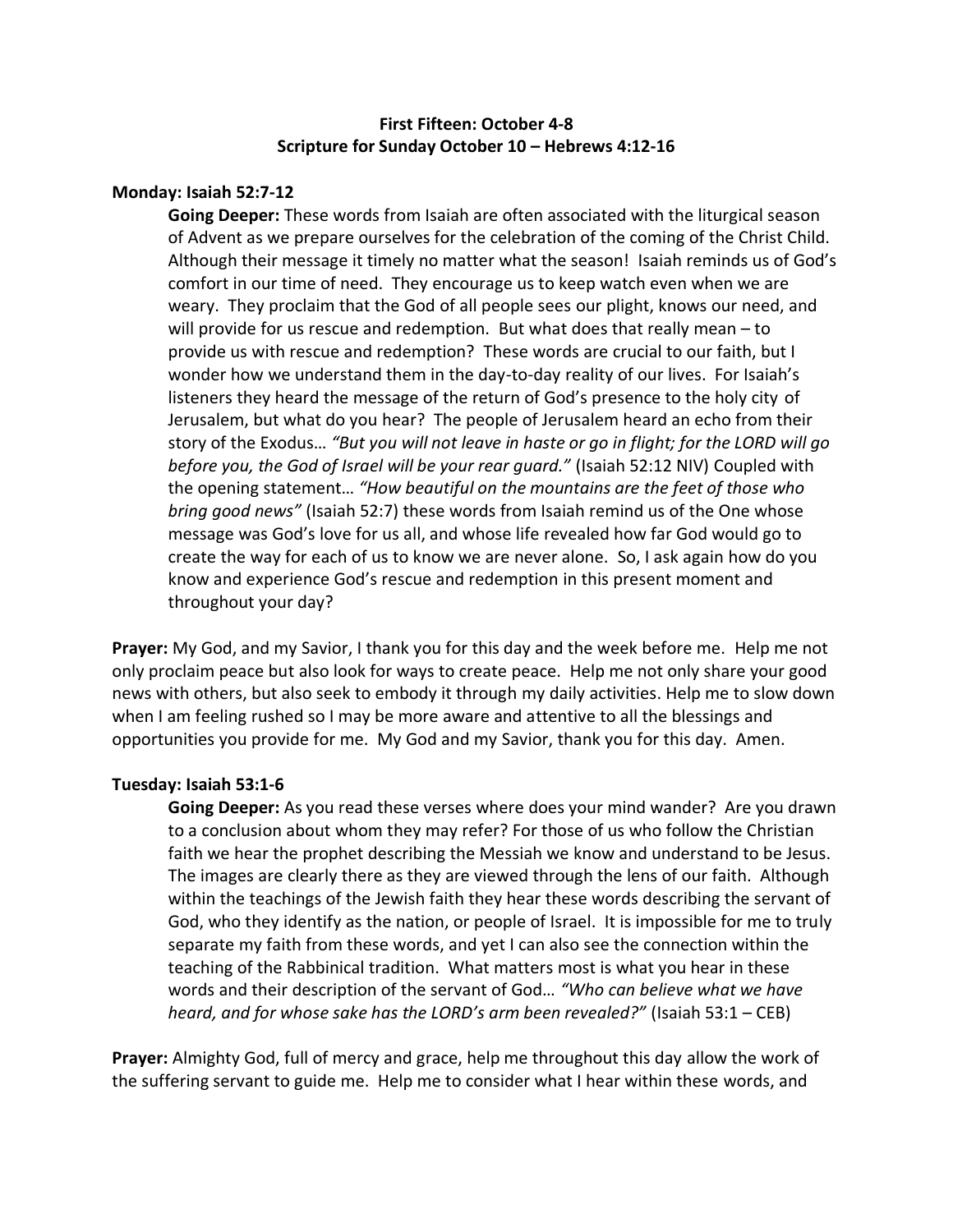**First Fifteen: October 4-8**
**Scripture for Sunday October 10 – Hebrews 4:12-16**

**Monday: Isaiah 52:7-12**

**Going Deeper:** These words from Isaiah are often associated with the liturgical season of Advent as we prepare ourselves for the celebration of the coming of the Christ Child. Although their message it timely no matter what the season! Isaiah reminds us of God's comfort in our time of need. They encourage us to keep watch even when we are weary. They proclaim that the God of all people sees our plight, knows our need, and will provide for us rescue and redemption. But what does that really mean – to provide us with rescue and redemption? These words are crucial to our faith, but I wonder how we understand them in the day-to-day reality of our lives. For Isaiah's listeners they heard the message of the return of God's presence to the holy city of Jerusalem, but what do you hear? The people of Jerusalem heard an echo from their story of the Exodus… *"But you will not leave in haste or go in flight; for the LORD will go before you, the God of Israel will be your rear guard."* (Isaiah 52:12 NIV) Coupled with the opening statement… *"How beautiful on the mountains are the feet of those who bring good news"* (Isaiah 52:7) these words from Isaiah remind us of the One whose message was God's love for us all, and whose life revealed how far God would go to create the way for each of us to know we are never alone. So, I ask again how do you know and experience God's rescue and redemption in this present moment and throughout your day?

**Prayer:** My God, and my Savior, I thank you for this day and the week before me. Help me not only proclaim peace but also look for ways to create peace. Help me not only share your good news with others, but also seek to embody it through my daily activities. Help me to slow down when I am feeling rushed so I may be more aware and attentive to all the blessings and opportunities you provide for me. My God and my Savior, thank you for this day. Amen.

**Tuesday: Isaiah 53:1-6**

**Going Deeper:** As you read these verses where does your mind wander? Are you drawn to a conclusion about whom they may refer? For those of us who follow the Christian faith we hear the prophet describing the Messiah we know and understand to be Jesus. The images are clearly there as they are viewed through the lens of our faith. Although within the teachings of the Jewish faith they hear these words describing the servant of God, who they identify as the nation, or people of Israel. It is impossible for me to truly separate my faith from these words, and yet I can also see the connection within the teaching of the Rabbinical tradition. What matters most is what you hear in these words and their description of the servant of God… *"Who can believe what we have heard, and for whose sake has the LORD's arm been revealed?"* (Isaiah 53:1 – CEB)

**Prayer:** Almighty God, full of mercy and grace, help me throughout this day allow the work of the suffering servant to guide me. Help me to consider what I hear within these words, and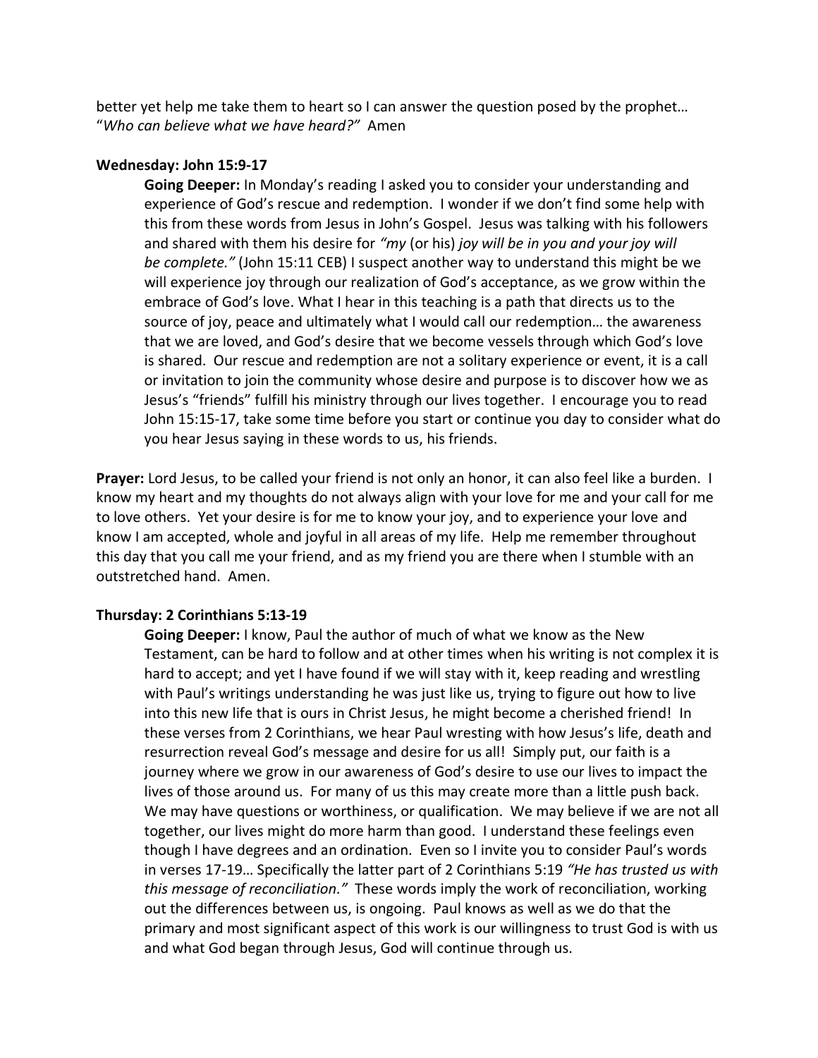better yet help me take them to heart so I can answer the question posed by the prophet… "*Who can believe what we have heard?"* Amen

**Wednesday: John 15:9-17**

**Going Deeper:** In Monday's reading I asked you to consider your understanding and experience of God's rescue and redemption. I wonder if we don't find some help with this from these words from Jesus in John's Gospel. Jesus was talking with his followers and shared with them his desire for *"my* (or his) *joy will be in you and your joy will be complete."* (John 15:11 CEB) I suspect another way to understand this might be we will experience joy through our realization of God's acceptance, as we grow within the embrace of God's love. What I hear in this teaching is a path that directs us to the source of joy, peace and ultimately what I would call our redemption… the awareness that we are loved, and God's desire that we become vessels through which God's love is shared. Our rescue and redemption are not a solitary experience or event, it is a call or invitation to join the community whose desire and purpose is to discover how we as Jesus's "friends" fulfill his ministry through our lives together. I encourage you to read John 15:15-17, take some time before you start or continue you day to consider what do you hear Jesus saying in these words to us, his friends.

**Prayer:** Lord Jesus, to be called your friend is not only an honor, it can also feel like a burden. I know my heart and my thoughts do not always align with your love for me and your call for me to love others. Yet your desire is for me to know your joy, and to experience your love and know I am accepted, whole and joyful in all areas of my life. Help me remember throughout this day that you call me your friend, and as my friend you are there when I stumble with an outstretched hand. Amen.

**Thursday: 2 Corinthians 5:13-19**

**Going Deeper:** I know, Paul the author of much of what we know as the New Testament, can be hard to follow and at other times when his writing is not complex it is hard to accept; and yet I have found if we will stay with it, keep reading and wrestling with Paul's writings understanding he was just like us, trying to figure out how to live into this new life that is ours in Christ Jesus, he might become a cherished friend! In these verses from 2 Corinthians, we hear Paul wresting with how Jesus's life, death and resurrection reveal God's message and desire for us all! Simply put, our faith is a journey where we grow in our awareness of God's desire to use our lives to impact the lives of those around us. For many of us this may create more than a little push back. We may have questions or worthiness, or qualification. We may believe if we are not all together, our lives might do more harm than good. I understand these feelings even though I have degrees and an ordination. Even so I invite you to consider Paul's words in verses 17-19… Specifically the latter part of 2 Corinthians 5:19 *"He has trusted us with this message of reconciliation."* These words imply the work of reconciliation, working out the differences between us, is ongoing. Paul knows as well as we do that the primary and most significant aspect of this work is our willingness to trust God is with us and what God began through Jesus, God will continue through us.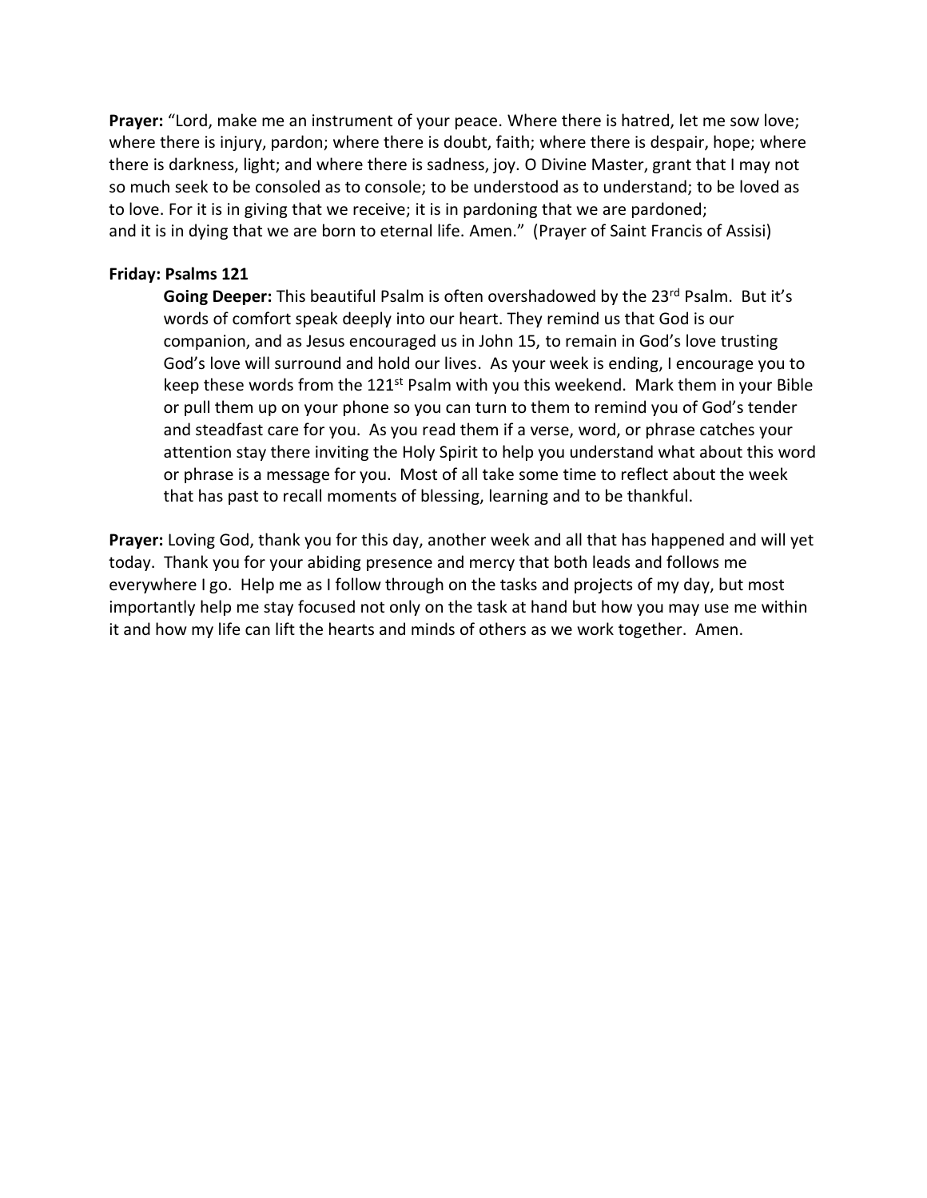**Prayer:** “Lord, make me an instrument of your peace. Where there is hatred, let me sow love; where there is injury, pardon; where there is doubt, faith; where there is despair, hope; where there is darkness, light; and where there is sadness, joy. O Divine Master, grant that I may not so much seek to be consoled as to console; to be understood as to understand; to be loved as to love. For it is in giving that we receive; it is in pardoning that we are pardoned; and it is in dying that we are born to eternal life. Amen.” (Prayer of Saint Francis of Assisi)

**Friday: Psalms 121**

**Going Deeper:** This beautiful Psalm is often overshadowed by the 23rd Psalm. But it’s words of comfort speak deeply into our heart. They remind us that God is our companion, and as Jesus encouraged us in John 15, to remain in God’s love trusting God’s love will surround and hold our lives. As your week is ending, I encourage you to keep these words from the 121st Psalm with you this weekend. Mark them in your Bible or pull them up on your phone so you can turn to them to remind you of God’s tender and steadfast care for you. As you read them if a verse, word, or phrase catches your attention stay there inviting the Holy Spirit to help you understand what about this word or phrase is a message for you. Most of all take some time to reflect about the week that has past to recall moments of blessing, learning and to be thankful.

**Prayer:** Loving God, thank you for this day, another week and all that has happened and will yet today. Thank you for your abiding presence and mercy that both leads and follows me everywhere I go. Help me as I follow through on the tasks and projects of my day, but most importantly help me stay focused not only on the task at hand but how you may use me within it and how my life can lift the hearts and minds of others as we work together. Amen.